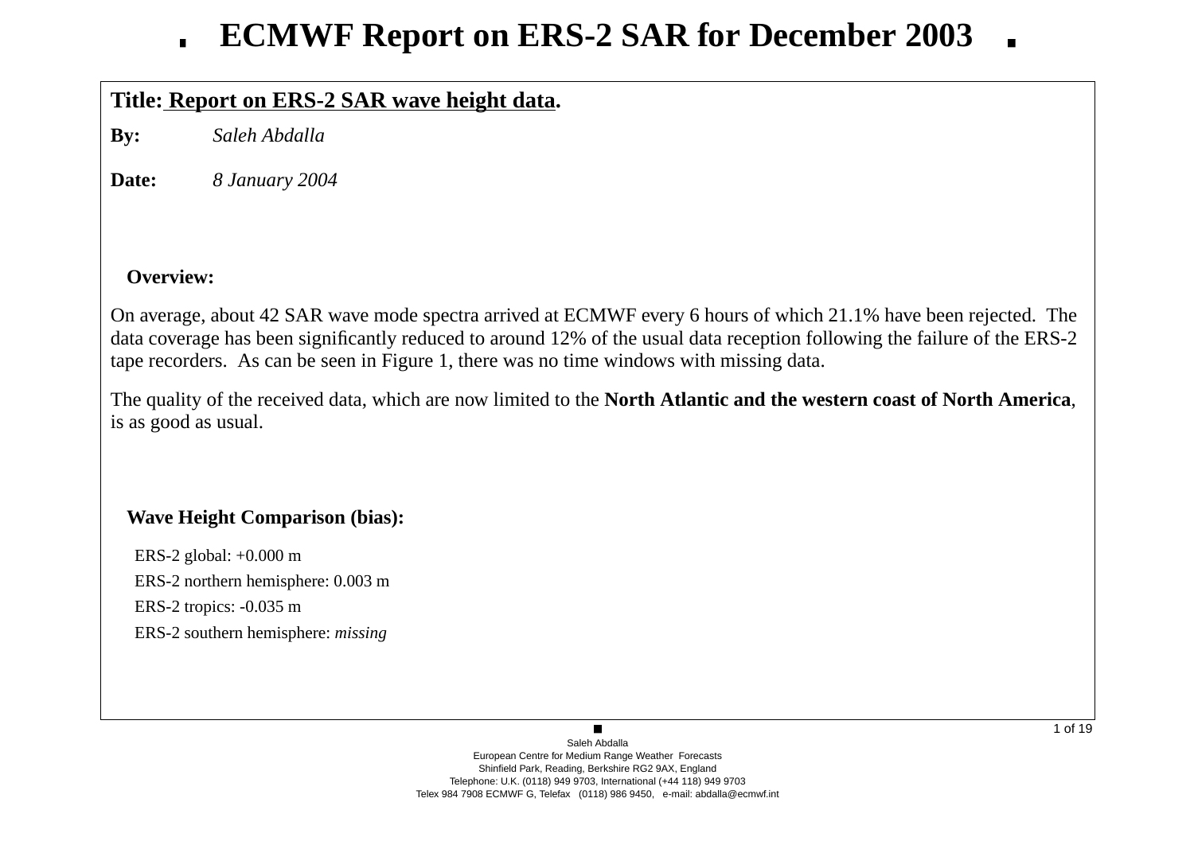# ECMWF Report on ERS-2 SAR for December 2003

**Title:** **Report on ERS-2 SAR wave height data.**

**By:** *Saleh Abdalla*

**Date:** *8 January 2004*

## Overview:

On average, about 42 SAR wave mode spectra arrived at ECMWF every 6 hours of which 21.1% have been rejected. The data coverage has been significantly reduced to around 12% of the usual data reception following the failure of the ERS-2 tape recorders. As can be seen in Figure 1, there was no time windows with missing data.

The quality of the received data, which are now limited to the **North Atlantic and the western coast of North America**, is as good as usual.

## Wave Height Comparison (bias):

ERS-2 global: +0.000 m

ERS-2 northern hemisphere: 0.003 m

ERS-2 tropics: -0.035 m

ERS-2 southern hemisphere: *missing*

Saleh Abdalla
European Centre for Medium Range Weather Forecasts
Shinfield Park, Reading, Berkshire RG2 9AX, England
Telephone: U.K. (0118) 949 9703, International (+44 118) 949 9703
Telex 984 7908 ECMWF G, Telefax (0118) 986 9450, e-mail: abdalla@ecmwf.int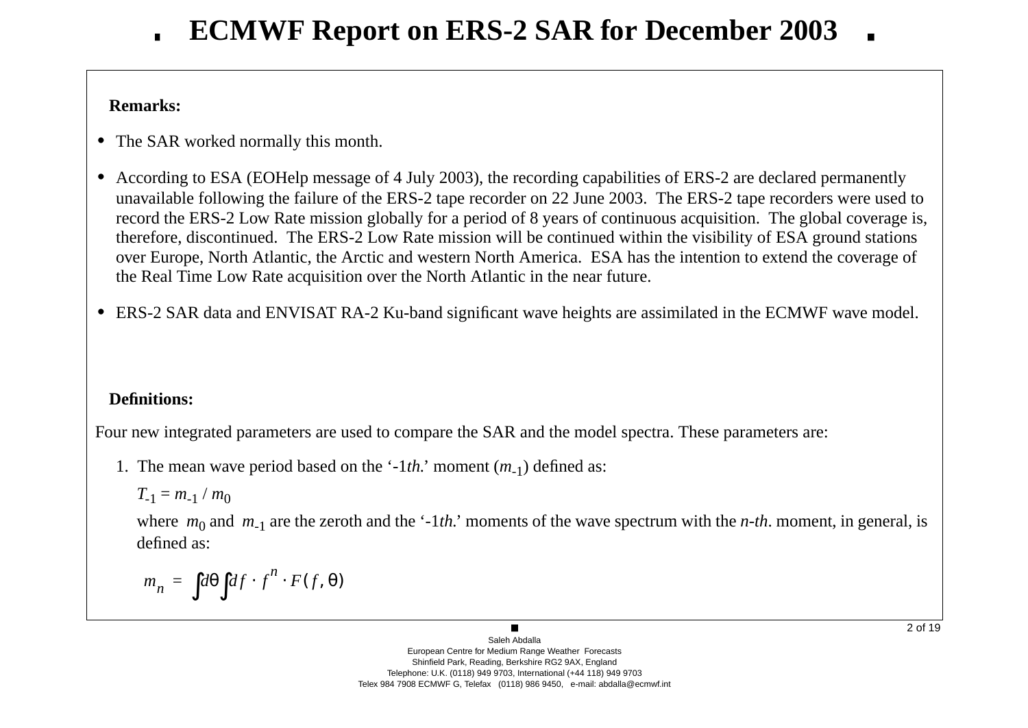# ECMWF Report on ERS-2 SAR for December 2003

**Remarks:**

- The SAR worked normally this month.
- According to ESA (EOHelp message of 4 July 2003), the recording capabilities of ERS-2 are declared permanently unavailable following the failure of the ERS-2 tape recorder on 22 June 2003. The ERS-2 tape recorders were used to record the ERS-2 Low Rate mission globally for a period of 8 years of continuous acquisition. The global coverage is, therefore, discontinued. The ERS-2 Low Rate mission will be continued within the visibility of ESA ground stations over Europe, North Atlantic, the Arctic and western North America. ESA has the intention to extend the coverage of the Real Time Low Rate acquisition over the North Atlantic in the near future.
- ERS-2 SAR data and ENVISAT RA-2 Ku-band significant wave heights are assimilated in the ECMWF wave model.

**Definitions:**

Four new integrated parameters are used to compare the SAR and the model spectra. These parameters are:

1. The mean wave period based on the '-1*th.*' moment ($m_{-1}$) defined as:

   $T_{-1} = m_{-1} / m_0$

   where $m_0$ and $m_{-1}$ are the zeroth and the '-1*th.*' moments of the wave spectrum with the *n-th*. moment, in general, is defined as:

$$m_n = \int d\theta \int df \cdot f^n \cdot F(f, \theta)$$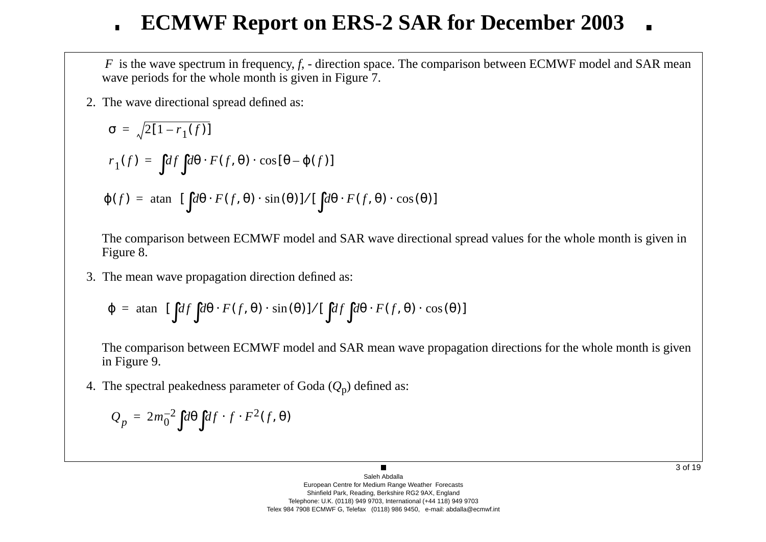$F$ is the wave spectrum in frequency, $f$, - direction space. The comparison between ECMWF model and SAR mean wave periods for the whole month is given in Figure 7.

2. The wave directional spread defined as:

$$\sigma = \sqrt{2[1 - r_1(f)]}$$

$$r_1(f) = \int df \int d\theta \cdot F(f, \theta) \cdot \cos[\theta - \varphi(f)]$$

$$\varphi(f) = \operatorname{atan} \left[ \int d\theta \cdot F(f, \theta) \cdot \sin(\theta) \right] / \left[ \int d\theta \cdot F(f, \theta) \cdot \cos(\theta) \right]$$

The comparison between ECMWF model and SAR wave directional spread values for the whole month is given in Figure 8.

3. The mean wave propagation direction defined as:

$$\varphi = \operatorname{atan} \left[ \int df \int d\theta \cdot F(f, \theta) \cdot \sin(\theta) \right] / \left[ \int df \int d\theta \cdot F(f, \theta) \cdot \cos(\theta) \right]$$

The comparison between ECMWF model and SAR mean wave propagation directions for the whole month is given in Figure 9.

4. The spectral peakedness parameter of Goda ($Q_p$) defined as:

$$Q_p = 2 m_0^{-2} \int d\theta \int df \cdot f \cdot F^2(f, \theta)$$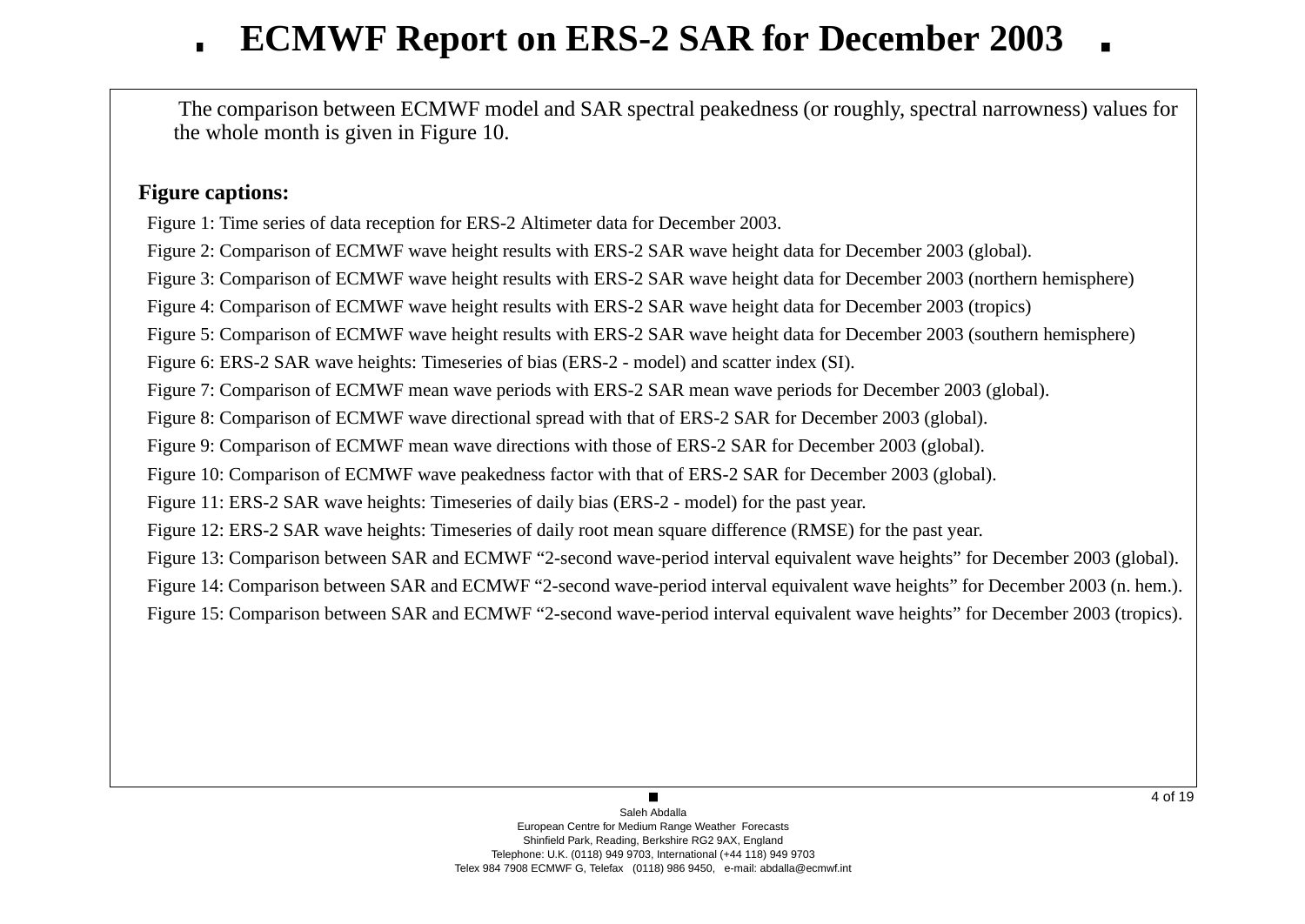The comparison between ECMWF model and SAR spectral peakedness (or roughly, spectral narrowness) values for the whole month is given in Figure 10.

**Figure captions:**

Figure 1: Time series of data reception for ERS-2 Altimeter data for December 2003.

Figure 2: Comparison of ECMWF wave height results with ERS-2 SAR wave height data for December 2003 (global).

Figure 3: Comparison of ECMWF wave height results with ERS-2 SAR wave height data for December 2003 (northern hemisphere)

Figure 4: Comparison of ECMWF wave height results with ERS-2 SAR wave height data for December 2003 (tropics)

Figure 5: Comparison of ECMWF wave height results with ERS-2 SAR wave height data for December 2003 (southern hemisphere)

Figure 6: ERS-2 SAR wave heights: Timeseries of bias (ERS-2 - model) and scatter index (SI).

Figure 7: Comparison of ECMWF mean wave periods with ERS-2 SAR mean wave periods for December 2003 (global).

Figure 8: Comparison of ECMWF wave directional spread with that of ERS-2 SAR for December 2003 (global).

Figure 9: Comparison of ECMWF mean wave directions with those of ERS-2 SAR for December 2003 (global).

Figure 10: Comparison of ECMWF wave peakedness factor with that of ERS-2 SAR for December 2003 (global).

Figure 11: ERS-2 SAR wave heights: Timeseries of daily bias (ERS-2 - model) for the past year.

Figure 12: ERS-2 SAR wave heights: Timeseries of daily root mean square difference (RMSE) for the past year.

Figure 13: Comparison between SAR and ECMWF “2-second wave-period interval equivalent wave heights” for December 2003 (global).

Figure 14: Comparison between SAR and ECMWF “2-second wave-period interval equivalent wave heights” for December 2003 (n. hem.).

Figure 15: Comparison between SAR and ECMWF “2-second wave-period interval equivalent wave heights” for December 2003 (tropics).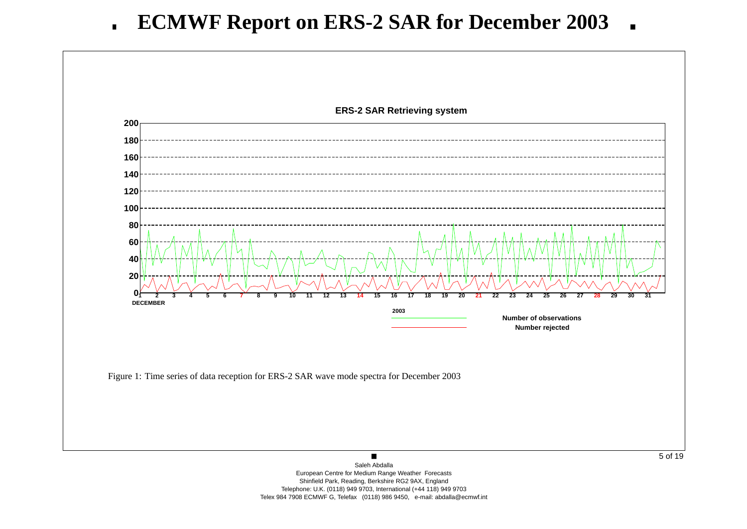# ECMWF Report on ERS-2 SAR for December 2003

Figure 1: Time series of data reception for ERS-2 SAR wave mode spectra for December 2003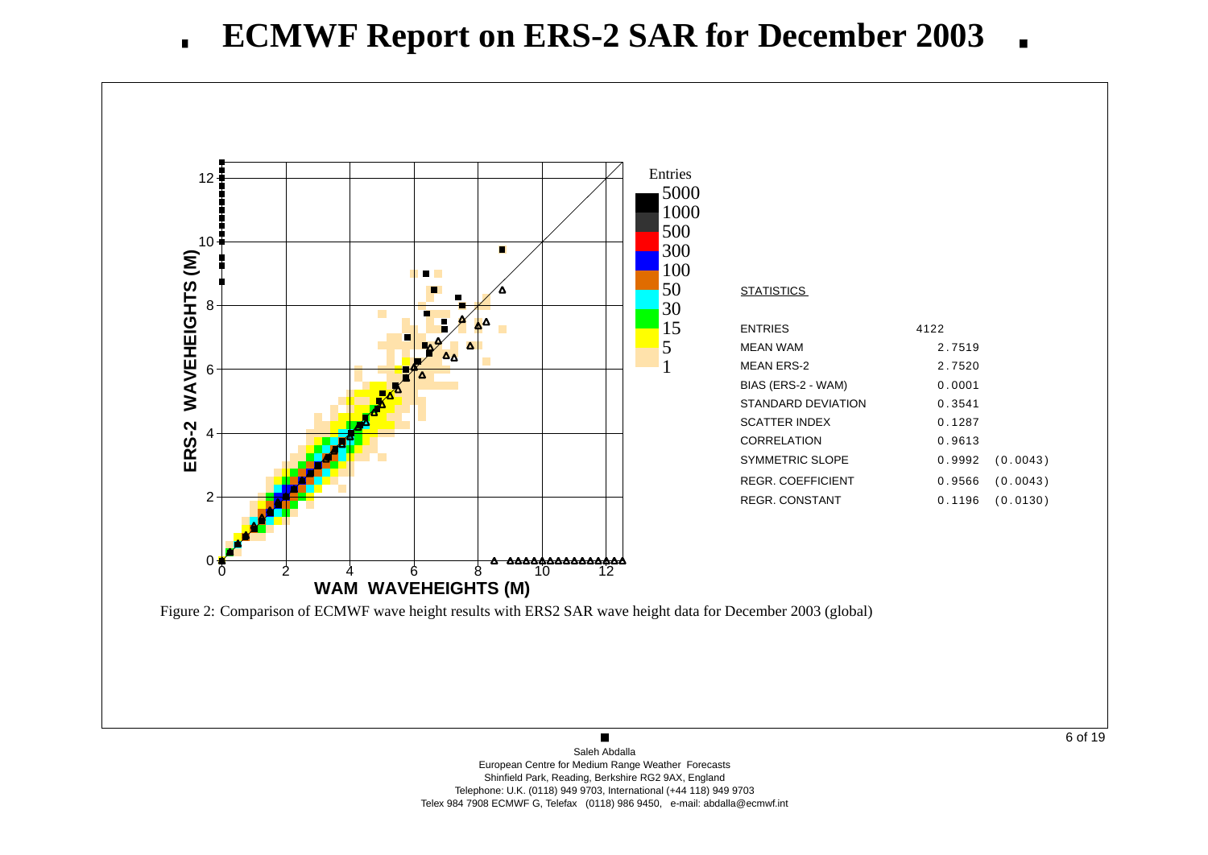# ECMWF Report on ERS-2 SAR for December 2003

**STATISTICS**

| | | |
|---|---|---|
| ENTRIES | 4122 | |
| MEAN WAM | 2.7519 | |
| MEAN ERS-2 | 2.7520 | |
| BIAS (ERS-2 - WAM) | 0.0001 | |
| STANDARD DEVIATION | 0.3541 | |
| SCATTER INDEX | 0.1287 | |
| CORRELATION | 0.9613 | |
| SYMMETRIC SLOPE | 0.9992 | (0.0043) |
| REGR. COEFFICIENT | 0.9566 | (0.0043) |
| REGR. CONSTANT | 0.1196 | (0.0130) |

Figure 2: Comparison of ECMWF wave height results with ERS2 SAR wave height data for December 2003 (global)

Saleh Abdalla
European Centre for Medium Range Weather Forecasts
Shinfield Park, Reading, Berkshire RG2 9AX, England
Telephone: U.K. (0118) 949 9703, International (+44 118) 949 9703
Telex 984 7908 ECMWF G, Telefax (0118) 986 9450, e-mail: abdalla@ecmwf.int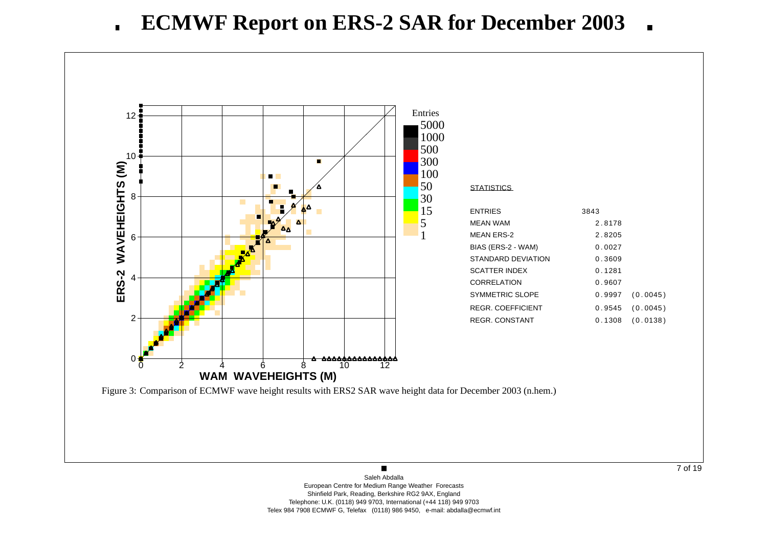# ECMWF Report on ERS-2 SAR for December 2003

**STATISTICS**

| | | |
|---|---|---|
| ENTRIES | 3843 | |
| MEAN WAM | 2.8178 | |
| MEAN ERS-2 | 2.8205 | |
| BIAS (ERS-2 - WAM) | 0.0027 | |
| STANDARD DEVIATION | 0.3609 | |
| SCATTER INDEX | 0.1281 | |
| CORRELATION | 0.9607 | |
| SYMMETRIC SLOPE | 0.9997 | (0.0045) |
| REGR. COEFFICIENT | 0.9545 | (0.0045) |
| REGR. CONSTANT | 0.1308 | (0.0138) |

Figure 3: Comparison of ECMWF wave height results with ERS2 SAR wave height data for December 2003 (n.hem.)

Saleh Abdalla
European Centre for Medium Range Weather Forecasts
Shinfield Park, Reading, Berkshire RG2 9AX, England
Telephone: U.K. (0118) 949 9703, International (+44 118) 949 9703
Telex 984 7908 ECMWF G, Telefax (0118) 986 9450, e-mail: abdalla@ecmwf.int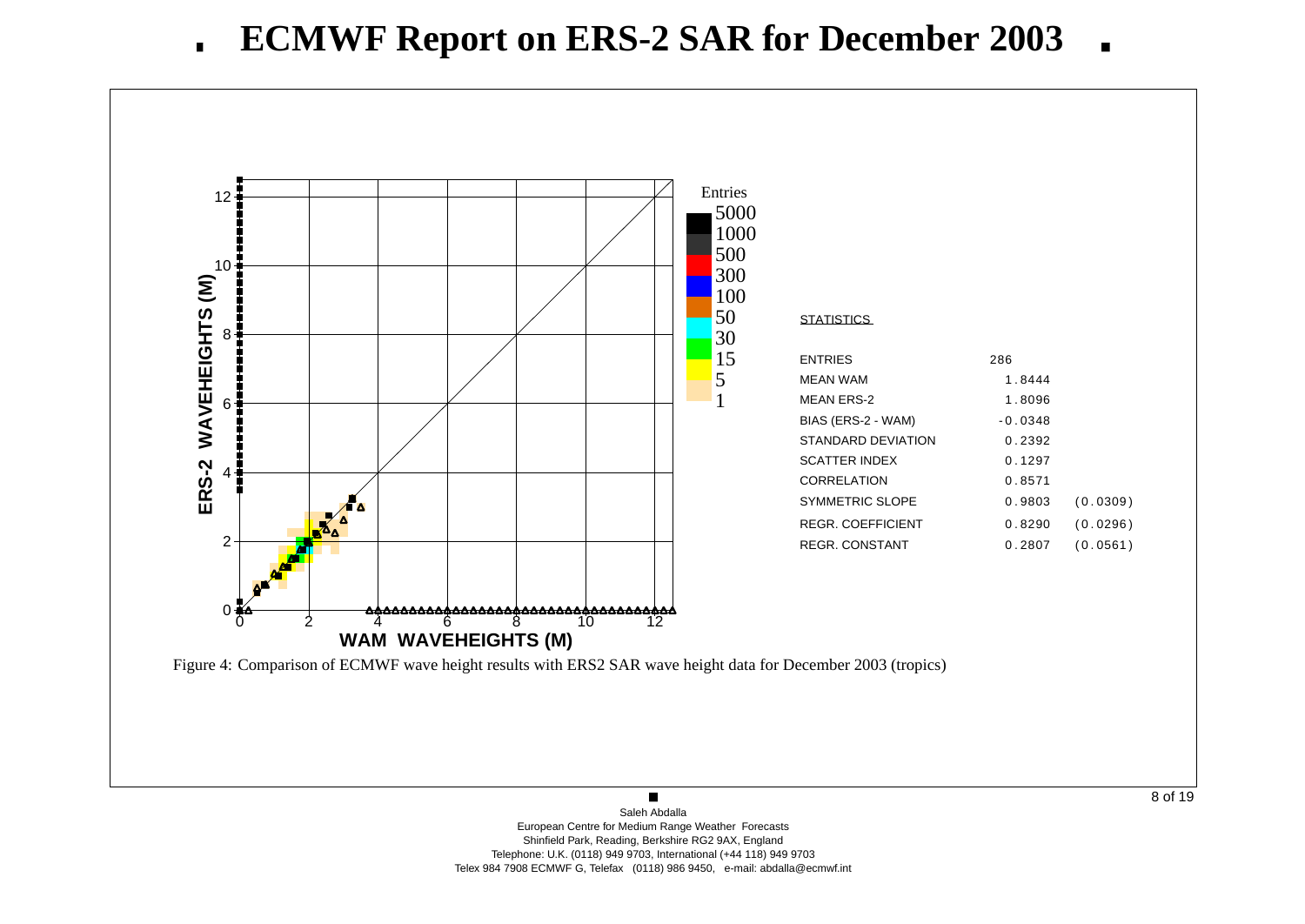# ECMWF Report on ERS-2 SAR for December 2003

**STATISTICS**

| | | |
|---|---|---|
| ENTRIES | 286 | |
| MEAN WAM | 1.8444 | |
| MEAN ERS-2 | 1.8096 | |
| BIAS (ERS-2 - WAM) | -0.0348 | |
| STANDARD DEVIATION | 0.2392 | |
| SCATTER INDEX | 0.1297 | |
| CORRELATION | 0.8571 | |
| SYMMETRIC SLOPE | 0.9803 | (0.0309) |
| REGR. COEFFICIENT | 0.8290 | (0.0296) |
| REGR. CONSTANT | 0.2807 | (0.0561) |

Figure 4: Comparison of ECMWF wave height results with ERS2 SAR wave height data for December 2003 (tropics)

Saleh Abdalla
European Centre for Medium Range Weather Forecasts
Shinfield Park, Reading, Berkshire RG2 9AX, England
Telephone: U.K. (0118) 949 9703, International (+44 118) 949 9703
Telex 984 7908 ECMWF G, Telefax (0118) 986 9450, e-mail: abdalla@ecmwf.int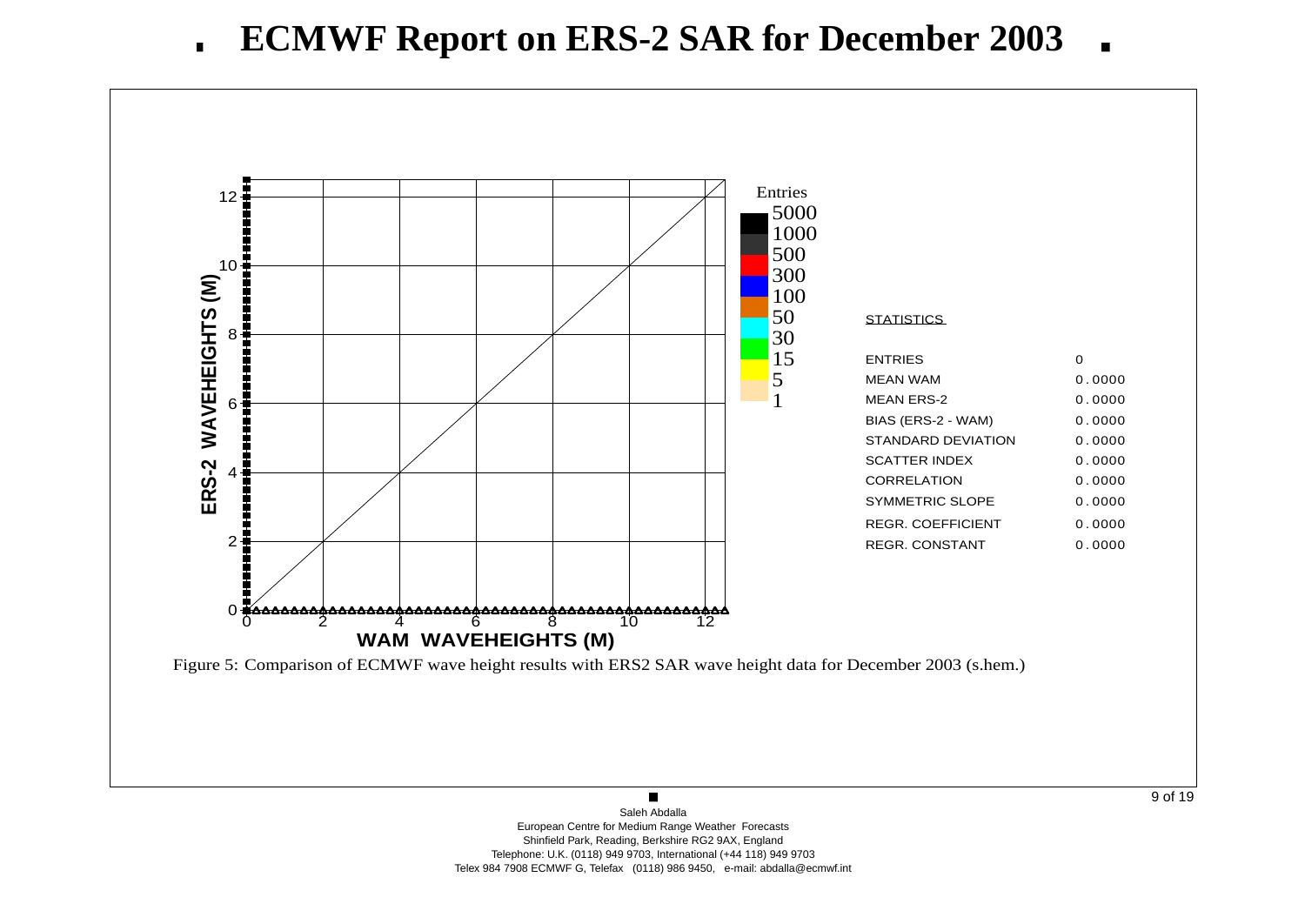# ECMWF Report on ERS-2 SAR for December 2003

| STATISTICS | |
|---|---|
| ENTRIES | 0 |
| MEAN WAM | 0.0000 |
| MEAN ERS-2 | 0.0000 |
| BIAS (ERS-2 - WAM) | 0.0000 |
| STANDARD DEVIATION | 0.0000 |
| SCATTER INDEX | 0.0000 |
| CORRELATION | 0.0000 |
| SYMMETRIC SLOPE | 0.0000 |
| REGR. COEFFICIENT | 0.0000 |
| REGR. CONSTANT | 0.0000 |

Figure 5: Comparison of ECMWF wave height results with ERS2 SAR wave height data for December 2003 (s.hem.)

Saleh Abdalla
European Centre for Medium Range Weather Forecasts
Shinfield Park, Reading, Berkshire RG2 9AX, England
Telephone: U.K. (0118) 949 9703, International (+44 118) 949 9703
Telex 984 7908 ECMWF G, Telefax (0118) 986 9450, e-mail: abdalla@ecmwf.int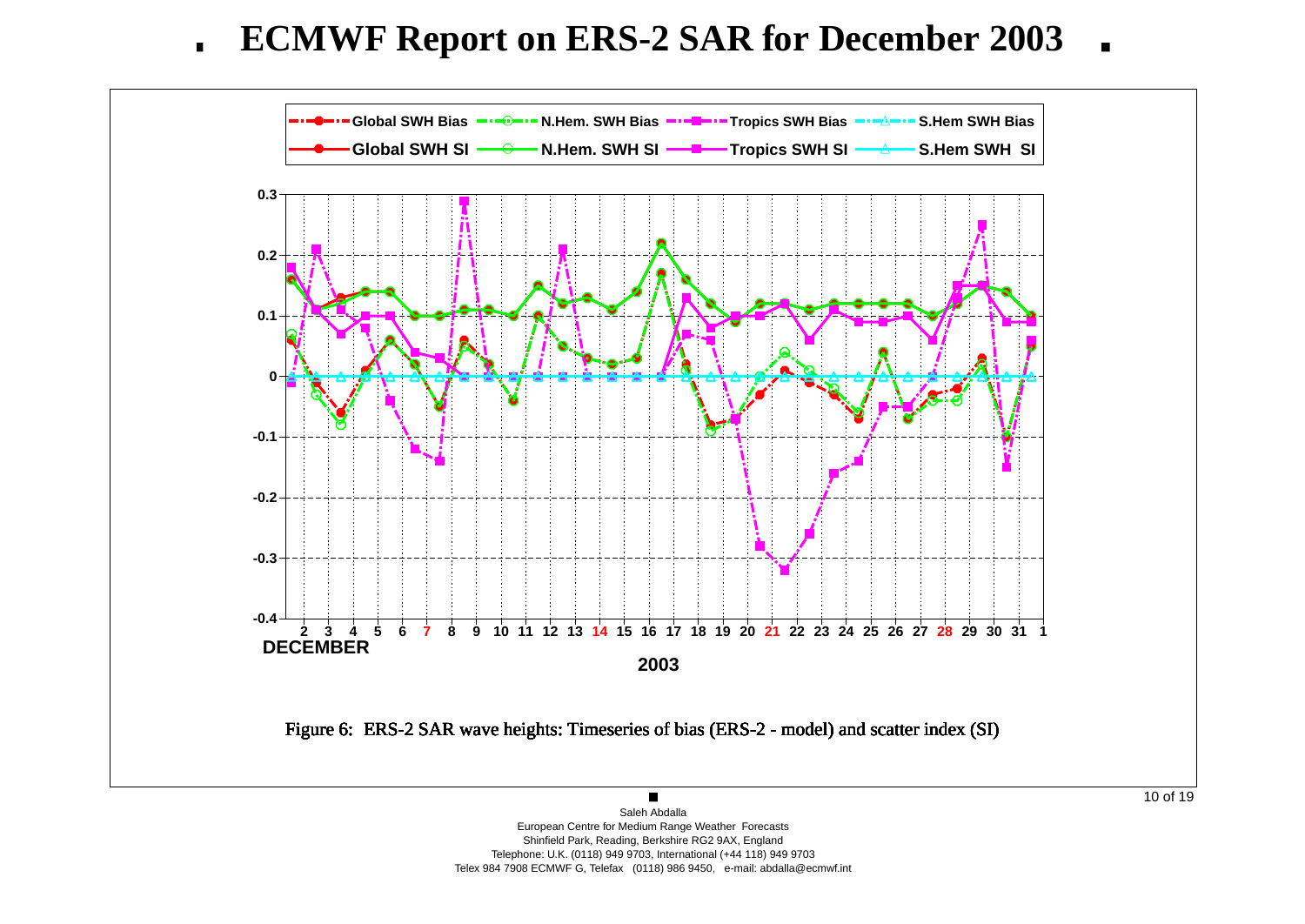# ECMWF Report on ERS-2 SAR for December 2003

Figure 6: ERS-2 SAR wave heights: Timeseries of bias (ERS-2 - model) and scatter index (SI)

Saleh Abdalla
European Centre for Medium Range Weather Forecasts
Shinfield Park, Reading, Berkshire RG2 9AX, England
Telephone: U.K. (0118) 949 9703, International (+44 118) 949 9703
Telex 984 7908 ECMWF G, Telefax (0118) 986 9450, e-mail: abdalla@ecmwf.int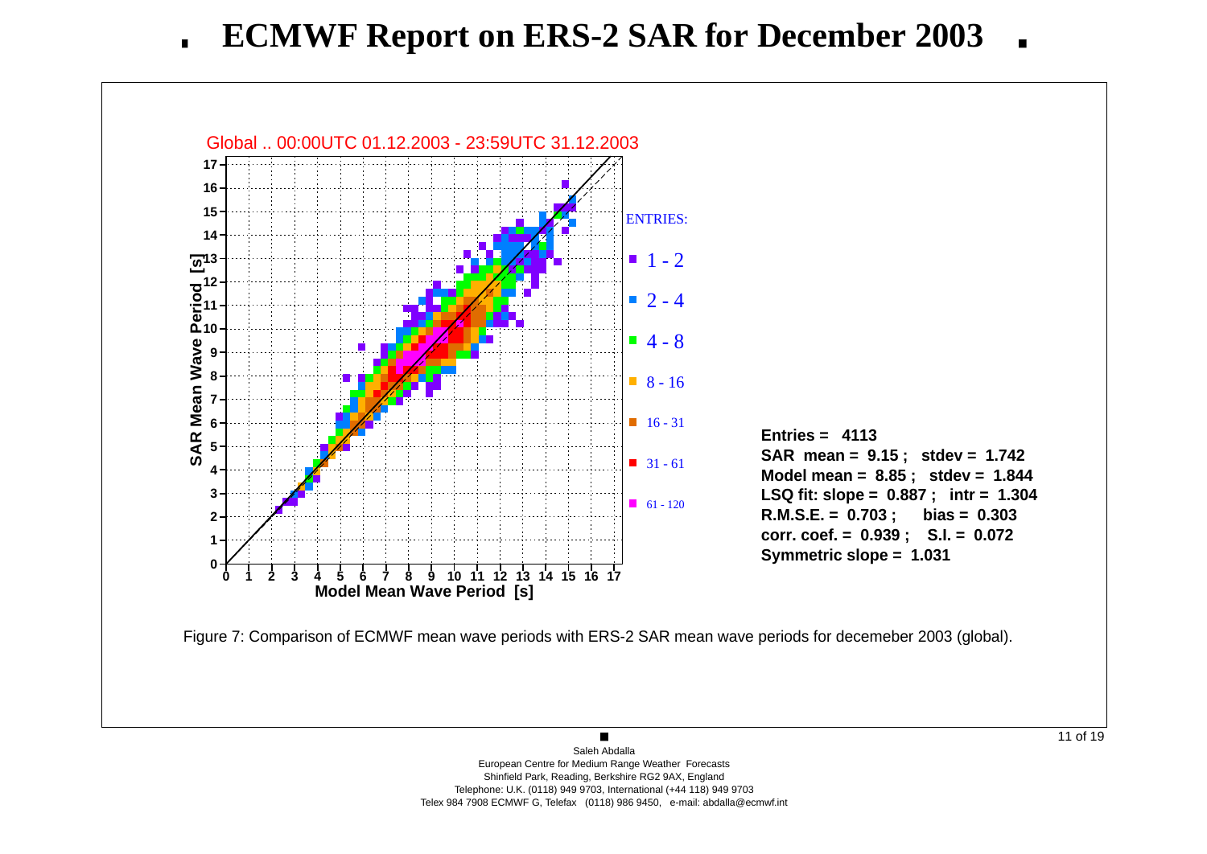# ECMWF Report on ERS-2 SAR for December 2003

Global .. 00:00UTC 01.12.2003 - 23:59UTC 31.12.2003

ENTRIES:

- 1 - 2
- 2 - 4
- 4 - 8
- 8 - 16
- 16 - 31
- 31 - 61
- 61 - 120

SAR Mean Wave Period [s]

Model Mean Wave Period [s]

**Entries = 4113**
**SAR mean = 9.15 ; stdev = 1.742**
**Model mean = 8.85 ; stdev = 1.844**
**LSQ fit: slope = 0.887 ; intr = 1.304**
**R.M.S.E. = 0.703 ; bias = 0.303**
**corr. coef. = 0.939 ; S.I. = 0.072**
**Symmetric slope = 1.031**

Figure 7: Comparison of ECMWF mean wave periods with ERS-2 SAR mean wave periods for decemeber 2003 (global).

Saleh Abdalla
European Centre for Medium Range Weather Forecasts
Shinfield Park, Reading, Berkshire RG2 9AX, England
Telephone: U.K. (0118) 949 9703, International (+44 118) 949 9703
Telex 984 7908 ECMWF G, Telefax (0118) 986 9450, e-mail: abdalla@ecmwf.int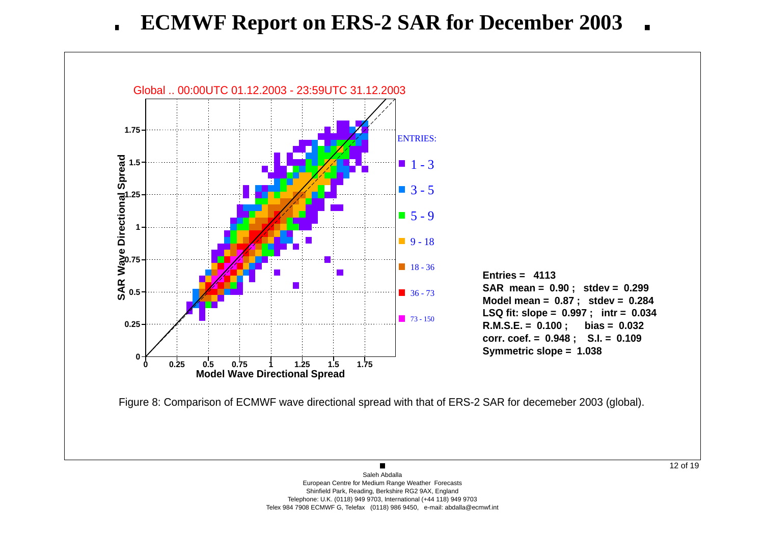# ECMWF Report on ERS-2 SAR for December 2003

Global .. 00:00UTC 01.12.2003 - 23:59UTC 31.12.2003

Entries = 4113
SAR mean = 0.90 ; stdev = 0.299
Model mean = 0.87 ; stdev = 0.284
LSQ fit: slope = 0.997 ; intr = 0.034
R.M.S.E. = 0.100 ; bias = 0.032
corr. coef. = 0.948 ; S.I. = 0.109
Symmetric slope = 1.038

Figure 8: Comparison of ECMWF wave directional spread with that of ERS-2 SAR for decemeber 2003 (global).

Saleh Abdalla
European Centre for Medium Range Weather Forecasts
Shinfield Park, Reading, Berkshire RG2 9AX, England
Telephone: U.K. (0118) 949 9703, International (+44 118) 949 9703
Telex 984 7908 ECMWF G, Telefax (0118) 986 9450, e-mail: abdalla@ecmwf.int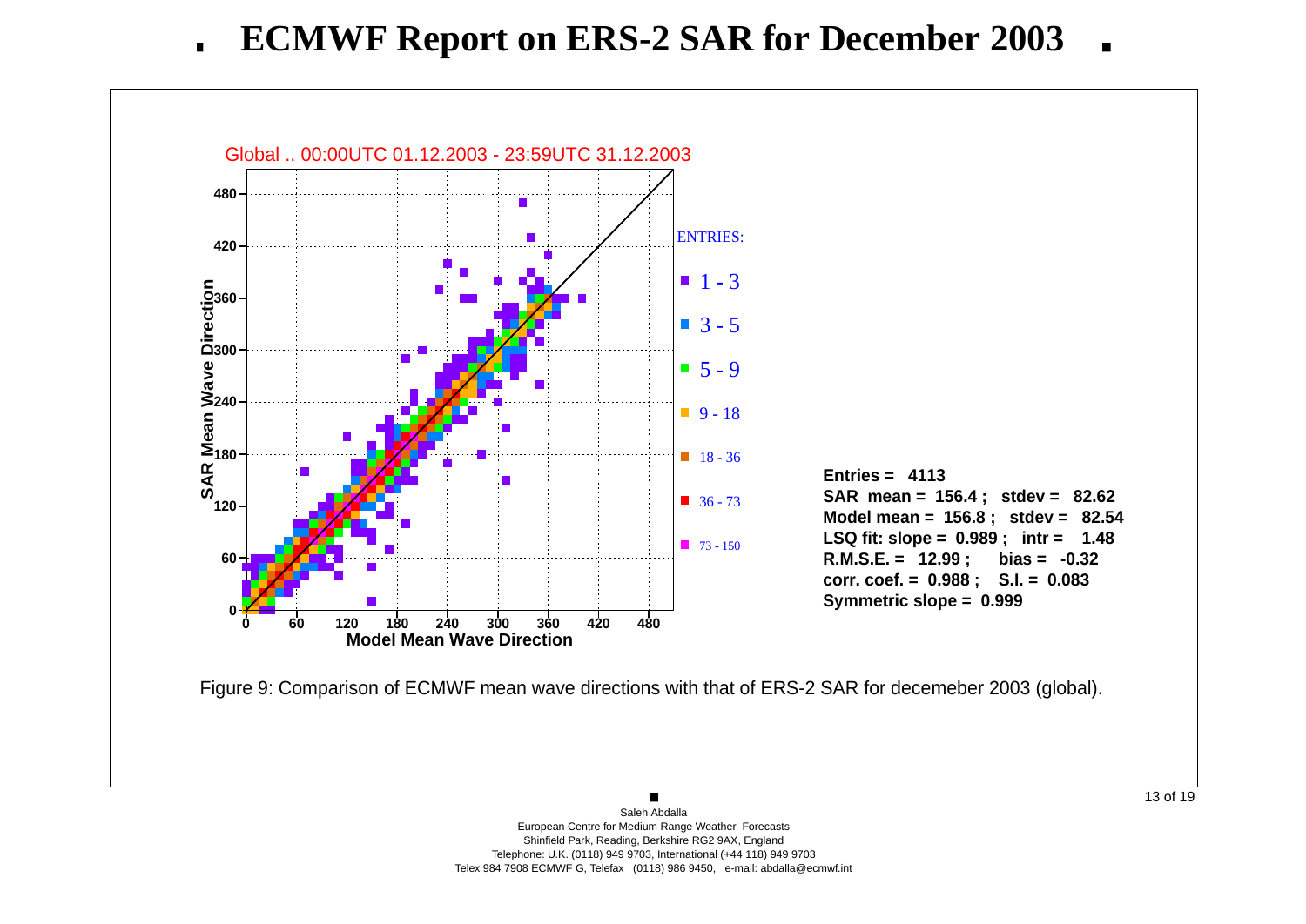# ECMWF Report on ERS-2 SAR for December 2003

Global .. 00:00UTC 01.12.2003 - 23:59UTC 31.12.2003

Entries = 4113
SAR mean = 156.4 ; stdev = 82.62
Model mean = 156.8 ; stdev = 82.54
LSQ fit: slope = 0.989 ; intr = 1.48
R.M.S.E. = 12.99 ; bias = -0.32
corr. coef. = 0.988 ; S.I. = 0.083
Symmetric slope = 0.999

Figure 9: Comparison of ECMWF mean wave directions with that of ERS-2 SAR for decemeber 2003 (global).

Saleh Abdalla
European Centre for Medium Range Weather Forecasts
Shinfield Park, Reading, Berkshire RG2 9AX, England
Telephone: U.K. (0118) 949 9703, International (+44 118) 949 9703
Telex 984 7908 ECMWF G, Telefax (0118) 986 9450, e-mail: abdalla@ecmwf.int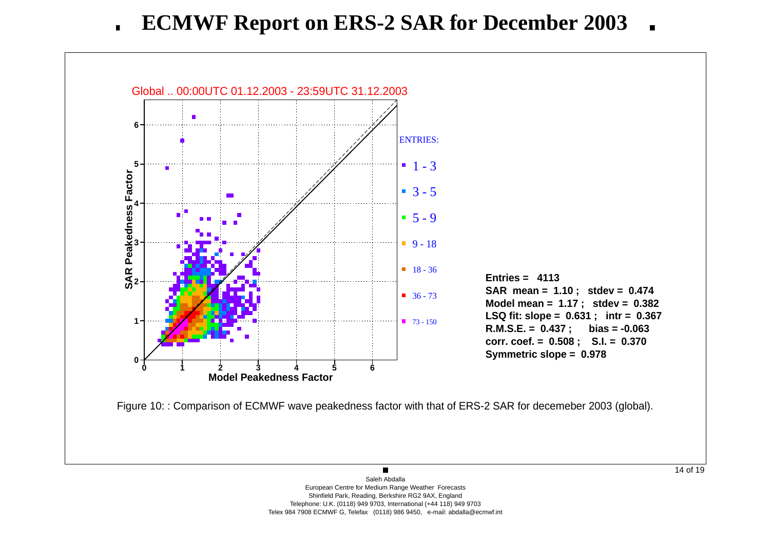# ECMWF Report on ERS-2 SAR for December 2003

Global .. 00:00UTC 01.12.2003 - 23:59UTC 31.12.2003

ENTRIES:

- 1 - 3
- 3 - 5
- 5 - 9
- 9 - 18
- 18 - 36
- 36 - 73
- 73 - 150

**Entries = 4113**
**SAR mean = 1.10 ; stdev = 0.474**
**Model mean = 1.17 ; stdev = 0.382**
**LSQ fit: slope = 0.631 ; intr = 0.367**
**R.M.S.E. = 0.437 ; bias = -0.063**
**corr. coef. = 0.508 ; S.I. = 0.370**
**Symmetric slope = 0.978**

Figure 10: : Comparison of ECMWF wave peakedness factor with that of ERS-2 SAR for decemeber 2003 (global).

Saleh Abdalla
European Centre for Medium Range Weather Forecasts
Shinfield Park, Reading, Berkshire RG2 9AX, England
Telephone: U.K. (0118) 949 9703, International (+44 118) 949 9703
Telex 984 7908 ECMWF G, Telefax (0118) 986 9450, e-mail: abdalla@ecmwf.int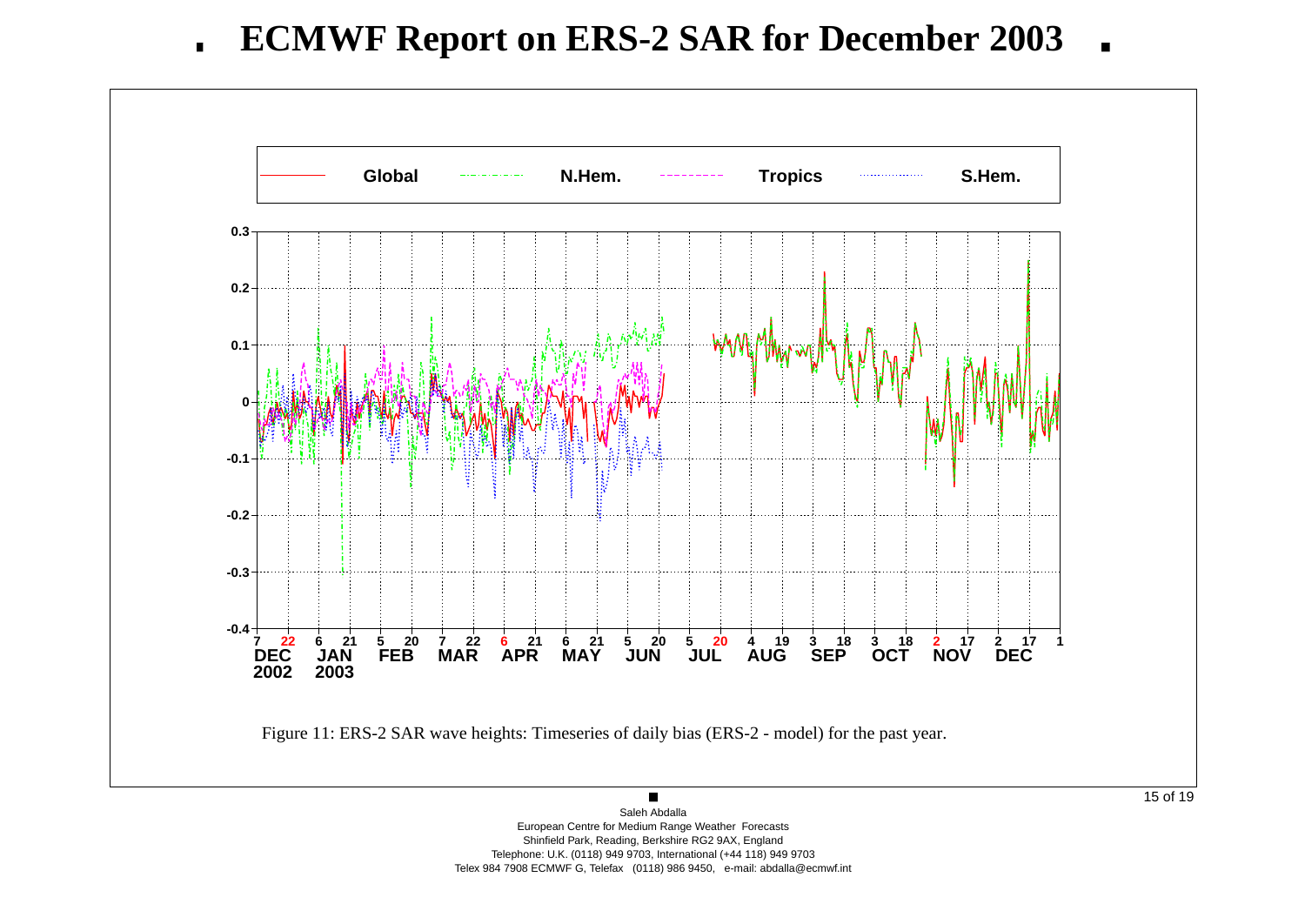# ECMWF Report on ERS-2 SAR for December 2003

Figure 11: ERS-2 SAR wave heights: Timeseries of daily bias (ERS-2 - model) for the past year.

Saleh Abdalla
European Centre for Medium Range Weather Forecasts
Shinfield Park, Reading, Berkshire RG2 9AX, England
Telephone: U.K. (0118) 949 9703, International (+44 118) 949 9703
Telex 984 7908 ECMWF G, Telefax (0118) 986 9450, e-mail: abdalla@ecmwf.int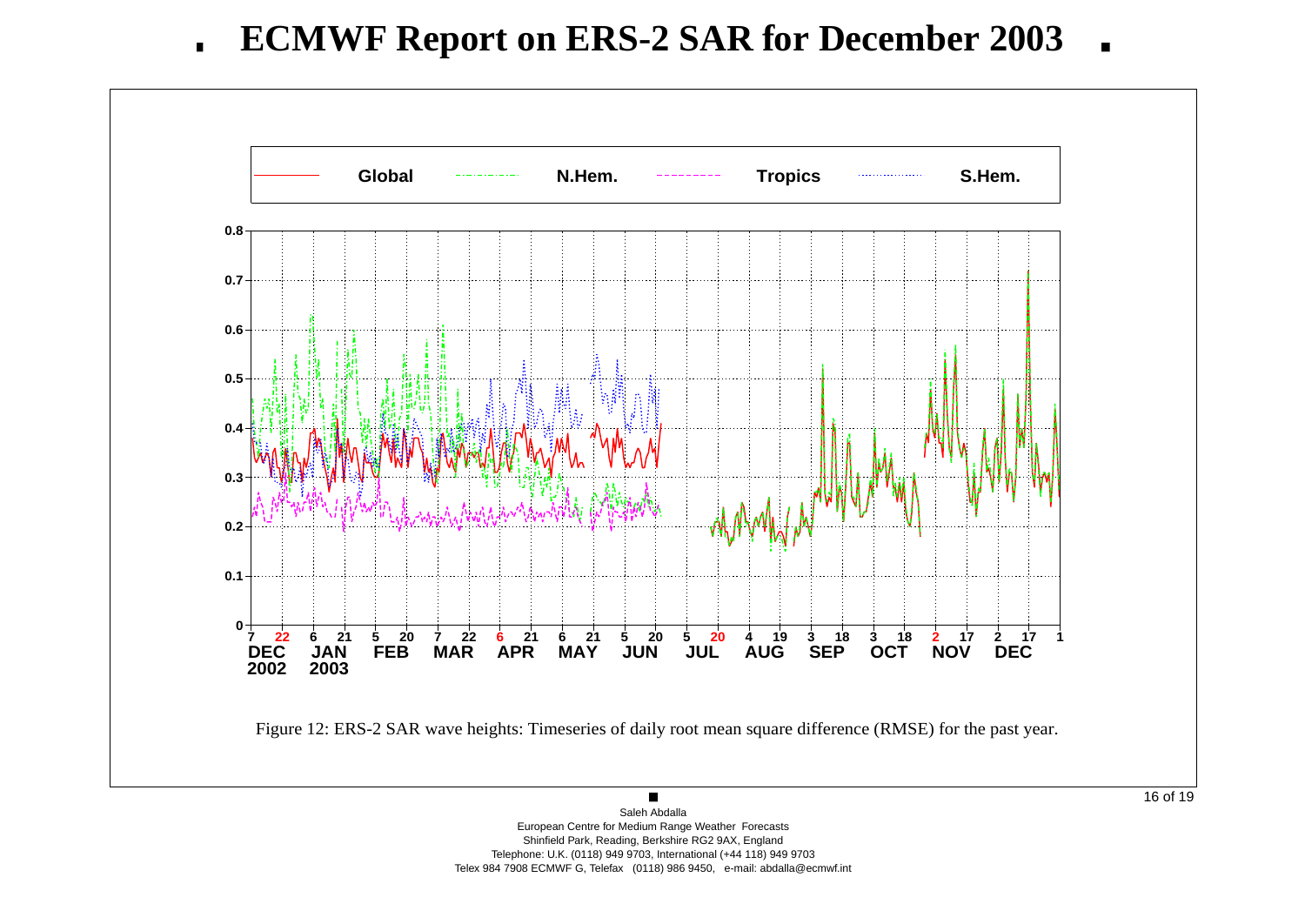# ECMWF Report on ERS-2 SAR for December 2003

Figure 12: ERS-2 SAR wave heights: Timeseries of daily root mean square difference (RMSE) for the past year.

Saleh Abdalla
European Centre for Medium Range Weather Forecasts
Shinfield Park, Reading, Berkshire RG2 9AX, England
Telephone: U.K. (0118) 949 9703, International (+44 118) 949 9703
Telex 984 7908 ECMWF G, Telefax (0118) 986 9450, e-mail: abdalla@ecmwf.int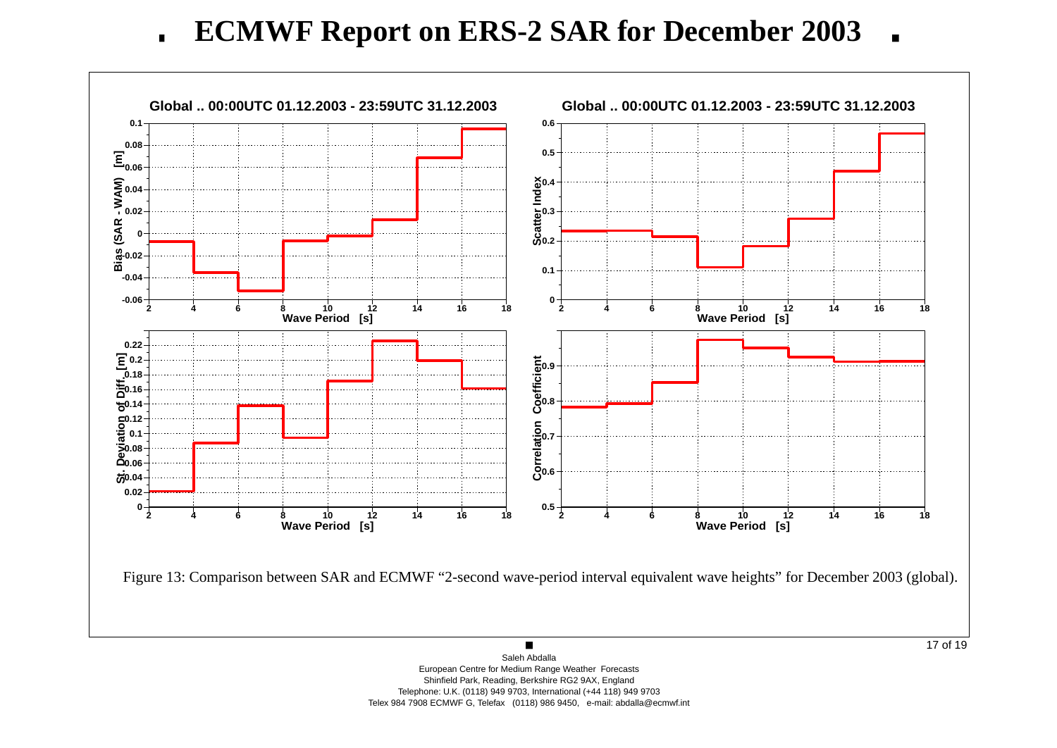# ECMWF Report on ERS-2 SAR for December 2003

Figure 13: Comparison between SAR and ECMWF "2-second wave-period interval equivalent wave heights" for December 2003 (global).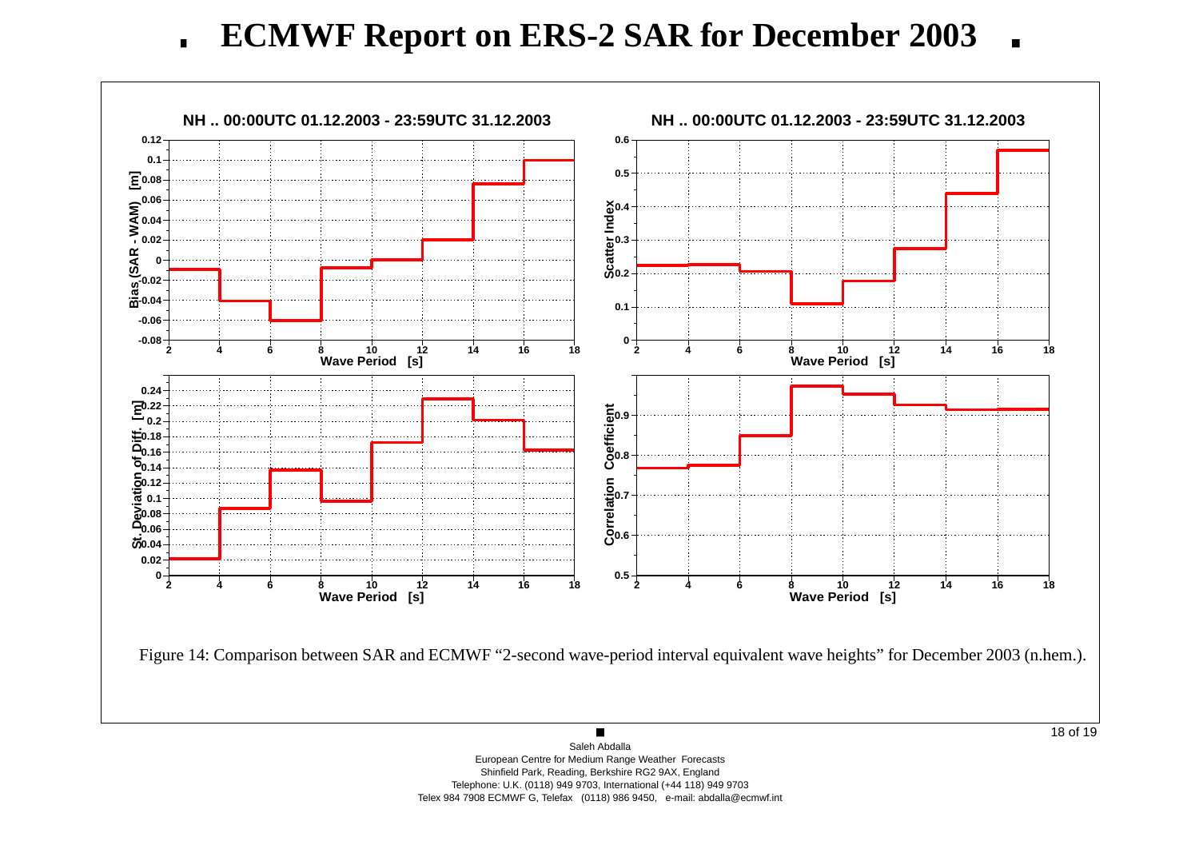# ECMWF Report on ERS-2 SAR for December 2003

Figure 14: Comparison between SAR and ECMWF “2-second wave-period interval equivalent wave heights” for December 2003 (n.hem.).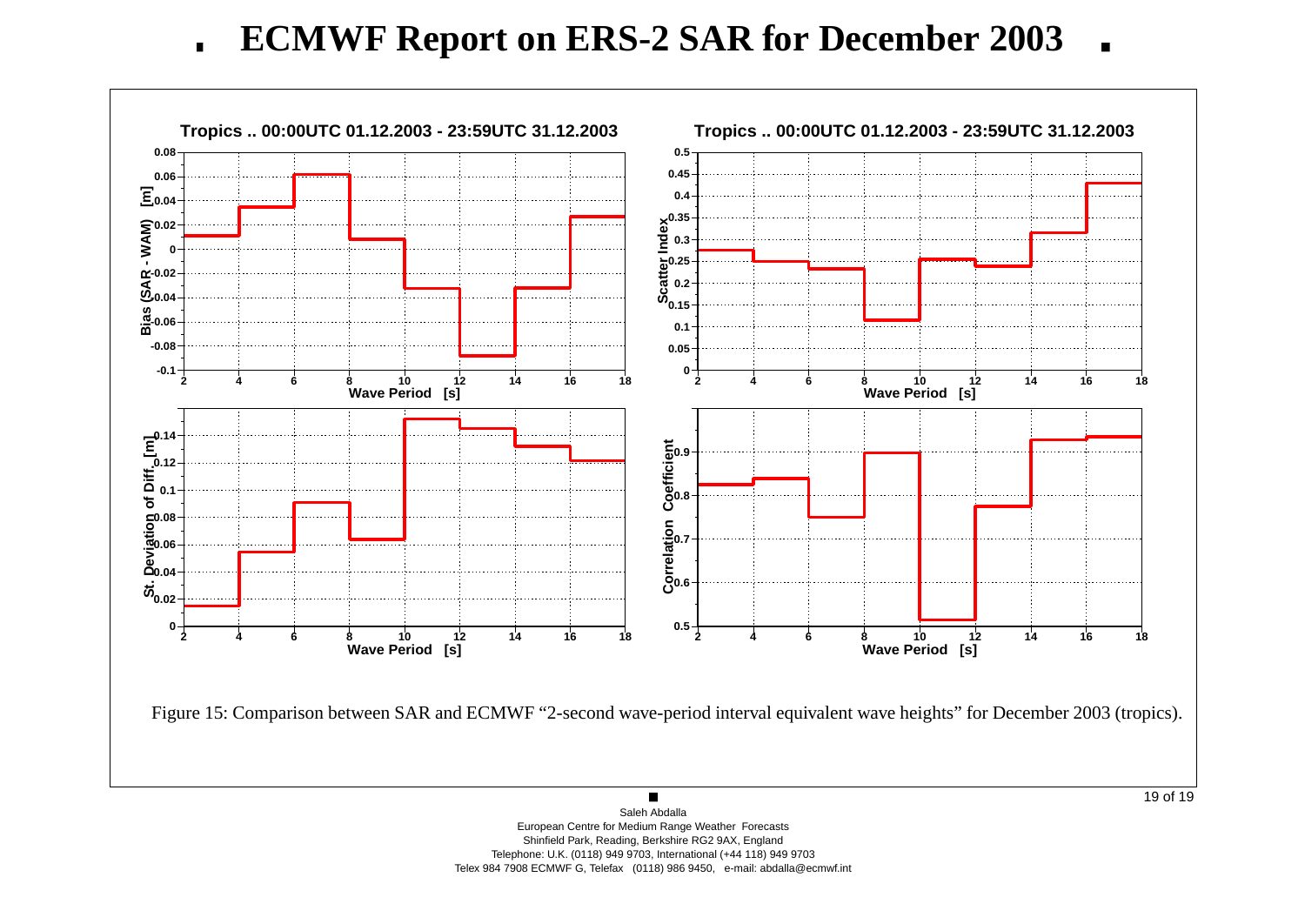# ECMWF Report on ERS-2 SAR for December 2003

Tropics .. 00:00UTC 01.12.2003 - 23:59UTC 31.12.2003

Bias (SAR - WAM) [m]

0.08
0.06
0.04
0.02
0
-0.02
-0.04
-0.06
-0.08
-0.1

2 4 6 8 10 12 14 16 18

Wave Period [s]

Tropics .. 00:00UTC 01.12.2003 - 23:59UTC 31.12.2003

Scatter Index

0.5
0.45
0.4
0.35
0.3
0.25
0.2
0.15
0.1
0.05
0

2 4 6 8 10 12 14 16 18

Wave Period [s]

St. Deviation of Diff. [m]

0.14
0.12
0.1
0.08
0.06
0.04
0.02
0

2 4 6 8 10 12 14 16 18

Wave Period [s]

Correlation Coefficient

0.9
0.8
0.7
0.6
0.5

2 4 6 8 10 12 14 16 18

Wave Period [s]

Figure 15: Comparison between SAR and ECMWF “2-second wave-period interval equivalent wave heights” for December 2003 (tropics).

Saleh Abdalla
European Centre for Medium Range Weather Forecasts
Shinfield Park, Reading, Berkshire RG2 9AX, England
Telephone: U.K. (0118) 949 9703, International (+44 118) 949 9703
Telex 984 7908 ECMWF G, Telefax (0118) 986 9450, e-mail: abdalla@ecmwf.int